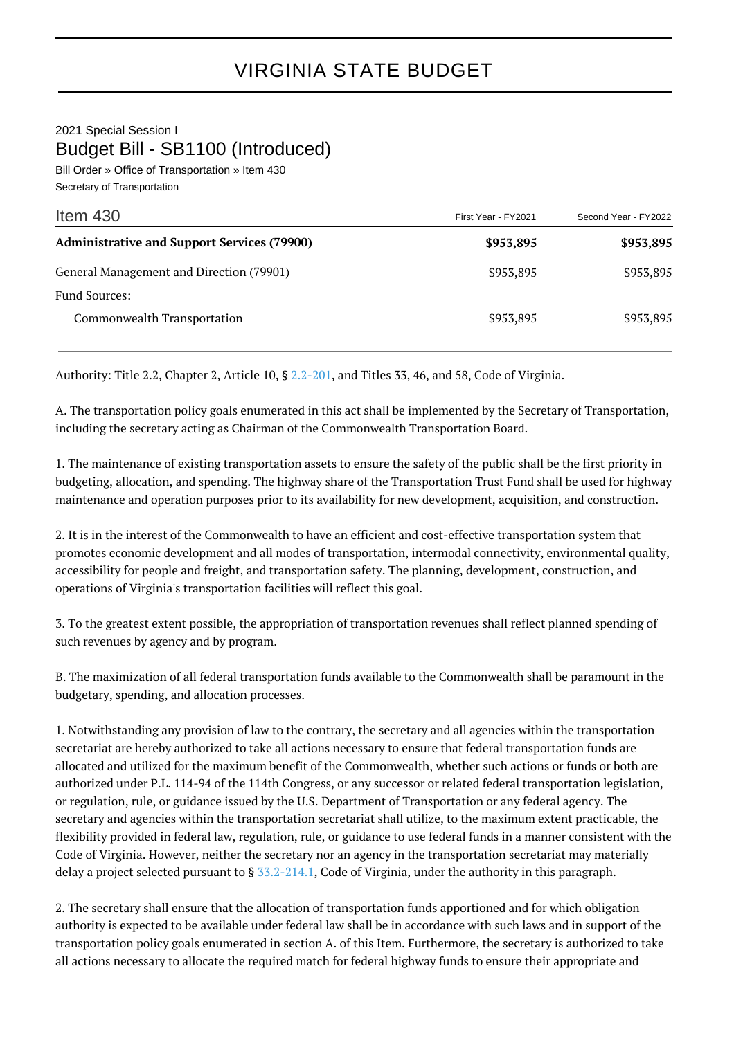# VIRGINIA STATE BUDGET

2021 Special Session I

## Budget Bill - SB1100 (Introduced)

Bill Order » Office of Transportation » Item 430

Secretary of Transportation

| Item 430 | First Year - FY2021 | Second Year - FY2022 |
|---|---|---|
| **Administrative and Support Services (79900)** | **$953,895** | **$953,895** |
| General Management and Direction (79901) | $953,895 | $953,895 |
| Fund Sources: | | |
| Commonwealth Transportation | $953,895 | $953,895 |

Authority: Title 2.2, Chapter 2, Article 10, § 2.2-201, and Titles 33, 46, and 58, Code of Virginia.

A. The transportation policy goals enumerated in this act shall be implemented by the Secretary of Transportation, including the secretary acting as Chairman of the Commonwealth Transportation Board.

1. The maintenance of existing transportation assets to ensure the safety of the public shall be the first priority in budgeting, allocation, and spending. The highway share of the Transportation Trust Fund shall be used for highway maintenance and operation purposes prior to its availability for new development, acquisition, and construction.

2. It is in the interest of the Commonwealth to have an efficient and cost-effective transportation system that promotes economic development and all modes of transportation, intermodal connectivity, environmental quality, accessibility for people and freight, and transportation safety. The planning, development, construction, and operations of Virginia's transportation facilities will reflect this goal.

3. To the greatest extent possible, the appropriation of transportation revenues shall reflect planned spending of such revenues by agency and by program.

B. The maximization of all federal transportation funds available to the Commonwealth shall be paramount in the budgetary, spending, and allocation processes.

1. Notwithstanding any provision of law to the contrary, the secretary and all agencies within the transportation secretariat are hereby authorized to take all actions necessary to ensure that federal transportation funds are allocated and utilized for the maximum benefit of the Commonwealth, whether such actions or funds or both are authorized under P.L. 114-94 of the 114th Congress, or any successor or related federal transportation legislation, or regulation, rule, or guidance issued by the U.S. Department of Transportation or any federal agency. The secretary and agencies within the transportation secretariat shall utilize, to the maximum extent practicable, the flexibility provided in federal law, regulation, rule, or guidance to use federal funds in a manner consistent with the Code of Virginia. However, neither the secretary nor an agency in the transportation secretariat may materially delay a project selected pursuant to § 33.2-214.1, Code of Virginia, under the authority in this paragraph.

2. The secretary shall ensure that the allocation of transportation funds apportioned and for which obligation authority is expected to be available under federal law shall be in accordance with such laws and in support of the transportation policy goals enumerated in section A. of this Item. Furthermore, the secretary is authorized to take all actions necessary to allocate the required match for federal highway funds to ensure their appropriate and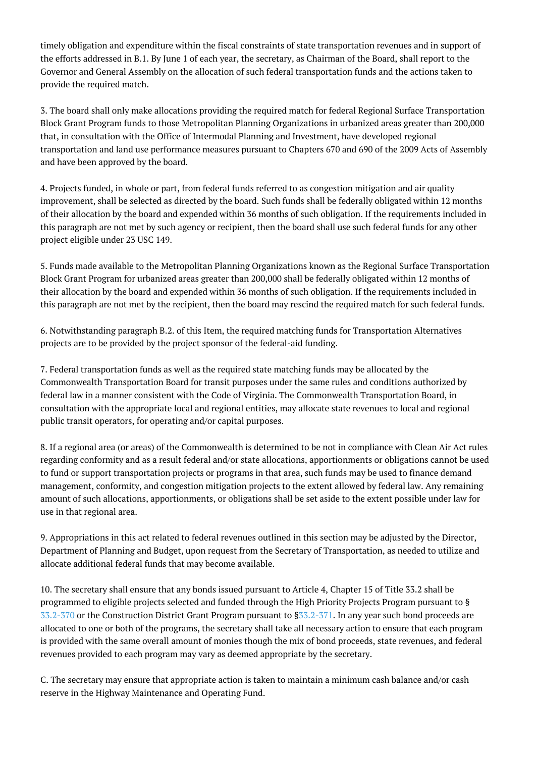timely obligation and expenditure within the fiscal constraints of state transportation revenues and in support of the efforts addressed in B.1. By June 1 of each year, the secretary, as Chairman of the Board, shall report to the Governor and General Assembly on the allocation of such federal transportation funds and the actions taken to provide the required match.

3. The board shall only make allocations providing the required match for federal Regional Surface Transportation Block Grant Program funds to those Metropolitan Planning Organizations in urbanized areas greater than 200,000 that, in consultation with the Office of Intermodal Planning and Investment, have developed regional transportation and land use performance measures pursuant to Chapters 670 and 690 of the 2009 Acts of Assembly and have been approved by the board.

4. Projects funded, in whole or part, from federal funds referred to as congestion mitigation and air quality improvement, shall be selected as directed by the board. Such funds shall be federally obligated within 12 months of their allocation by the board and expended within 36 months of such obligation. If the requirements included in this paragraph are not met by such agency or recipient, then the board shall use such federal funds for any other project eligible under 23 USC 149.

5. Funds made available to the Metropolitan Planning Organizations known as the Regional Surface Transportation Block Grant Program for urbanized areas greater than 200,000 shall be federally obligated within 12 months of their allocation by the board and expended within 36 months of such obligation. If the requirements included in this paragraph are not met by the recipient, then the board may rescind the required match for such federal funds.

6. Notwithstanding paragraph B.2. of this Item, the required matching funds for Transportation Alternatives projects are to be provided by the project sponsor of the federal-aid funding.

7. Federal transportation funds as well as the required state matching funds may be allocated by the Commonwealth Transportation Board for transit purposes under the same rules and conditions authorized by federal law in a manner consistent with the Code of Virginia. The Commonwealth Transportation Board, in consultation with the appropriate local and regional entities, may allocate state revenues to local and regional public transit operators, for operating and/or capital purposes.

8. If a regional area (or areas) of the Commonwealth is determined to be not in compliance with Clean Air Act rules regarding conformity and as a result federal and/or state allocations, apportionments or obligations cannot be used to fund or support transportation projects or programs in that area, such funds may be used to finance demand management, conformity, and congestion mitigation projects to the extent allowed by federal law. Any remaining amount of such allocations, apportionments, or obligations shall be set aside to the extent possible under law for use in that regional area.

9. Appropriations in this act related to federal revenues outlined in this section may be adjusted by the Director, Department of Planning and Budget, upon request from the Secretary of Transportation, as needed to utilize and allocate additional federal funds that may become available.

10. The secretary shall ensure that any bonds issued pursuant to Article 4, Chapter 15 of Title 33.2 shall be programmed to eligible projects selected and funded through the High Priority Projects Program pursuant to § 33.2-370 or the Construction District Grant Program pursuant to §33.2-371. In any year such bond proceeds are allocated to one or both of the programs, the secretary shall take all necessary action to ensure that each program is provided with the same overall amount of monies though the mix of bond proceeds, state revenues, and federal revenues provided to each program may vary as deemed appropriate by the secretary.

C. The secretary may ensure that appropriate action is taken to maintain a minimum cash balance and/or cash reserve in the Highway Maintenance and Operating Fund.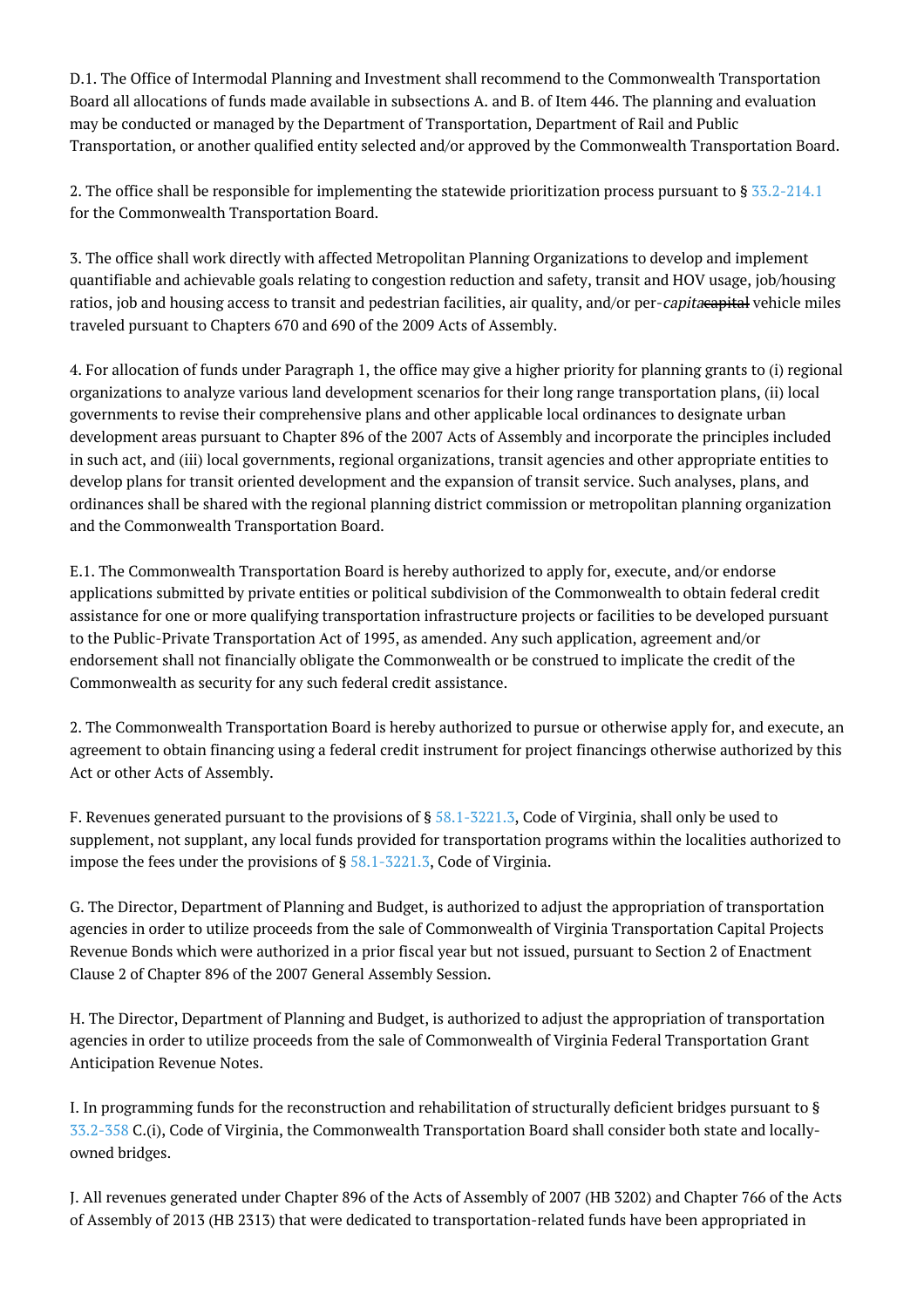D.1. The Office of Intermodal Planning and Investment shall recommend to the Commonwealth Transportation Board all allocations of funds made available in subsections A. and B. of Item 446. The planning and evaluation may be conducted or managed by the Department of Transportation, Department of Rail and Public Transportation, or another qualified entity selected and/or approved by the Commonwealth Transportation Board.

2. The office shall be responsible for implementing the statewide prioritization process pursuant to § 33.2-214.1 for the Commonwealth Transportation Board.

3. The office shall work directly with affected Metropolitan Planning Organizations to develop and implement quantifiable and achievable goals relating to congestion reduction and safety, transit and HOV usage, job/housing ratios, job and housing access to transit and pedestrian facilities, air quality, and/or per-*capita*~~capital~~ vehicle miles traveled pursuant to Chapters 670 and 690 of the 2009 Acts of Assembly.

4. For allocation of funds under Paragraph 1, the office may give a higher priority for planning grants to (i) regional organizations to analyze various land development scenarios for their long range transportation plans, (ii) local governments to revise their comprehensive plans and other applicable local ordinances to designate urban development areas pursuant to Chapter 896 of the 2007 Acts of Assembly and incorporate the principles included in such act, and (iii) local governments, regional organizations, transit agencies and other appropriate entities to develop plans for transit oriented development and the expansion of transit service. Such analyses, plans, and ordinances shall be shared with the regional planning district commission or metropolitan planning organization and the Commonwealth Transportation Board.

E.1. The Commonwealth Transportation Board is hereby authorized to apply for, execute, and/or endorse applications submitted by private entities or political subdivision of the Commonwealth to obtain federal credit assistance for one or more qualifying transportation infrastructure projects or facilities to be developed pursuant to the Public-Private Transportation Act of 1995, as amended. Any such application, agreement and/or endorsement shall not financially obligate the Commonwealth or be construed to implicate the credit of the Commonwealth as security for any such federal credit assistance.

2. The Commonwealth Transportation Board is hereby authorized to pursue or otherwise apply for, and execute, an agreement to obtain financing using a federal credit instrument for project financings otherwise authorized by this Act or other Acts of Assembly.

F. Revenues generated pursuant to the provisions of § 58.1-3221.3, Code of Virginia, shall only be used to supplement, not supplant, any local funds provided for transportation programs within the localities authorized to impose the fees under the provisions of § 58.1-3221.3, Code of Virginia.

G. The Director, Department of Planning and Budget, is authorized to adjust the appropriation of transportation agencies in order to utilize proceeds from the sale of Commonwealth of Virginia Transportation Capital Projects Revenue Bonds which were authorized in a prior fiscal year but not issued, pursuant to Section 2 of Enactment Clause 2 of Chapter 896 of the 2007 General Assembly Session.

H. The Director, Department of Planning and Budget, is authorized to adjust the appropriation of transportation agencies in order to utilize proceeds from the sale of Commonwealth of Virginia Federal Transportation Grant Anticipation Revenue Notes.

I. In programming funds for the reconstruction and rehabilitation of structurally deficient bridges pursuant to § 33.2-358 C.(i), Code of Virginia, the Commonwealth Transportation Board shall consider both state and locally-owned bridges.

J. All revenues generated under Chapter 896 of the Acts of Assembly of 2007 (HB 3202) and Chapter 766 of the Acts of Assembly of 2013 (HB 2313) that were dedicated to transportation-related funds have been appropriated in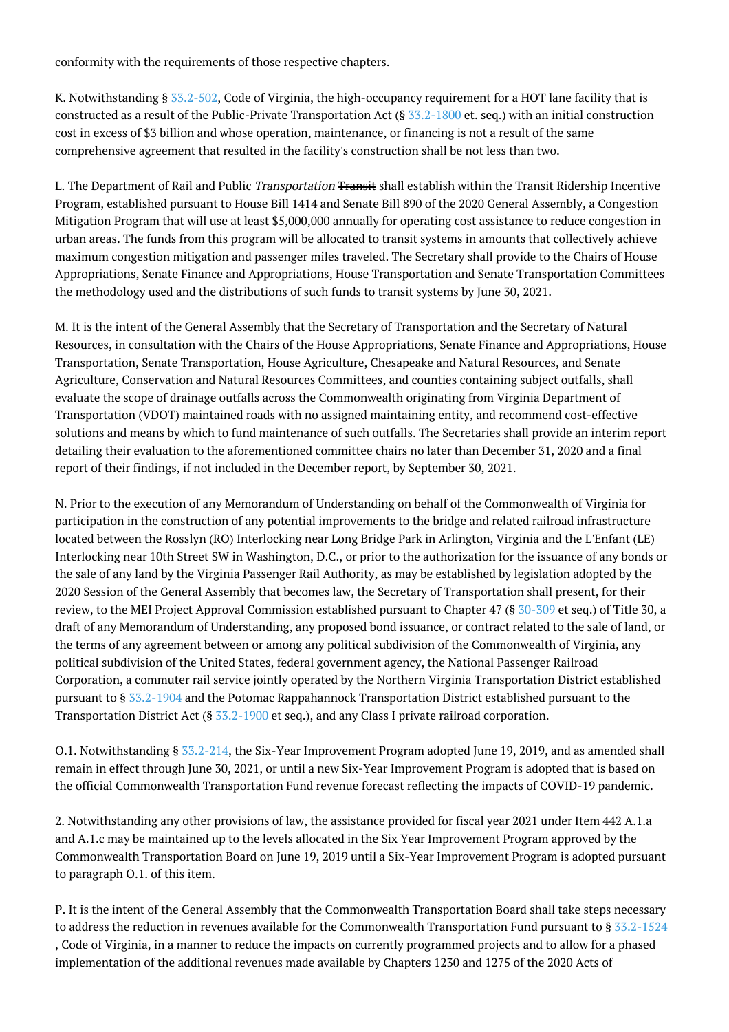conformity with the requirements of those respective chapters.

K. Notwithstanding § 33.2-502, Code of Virginia, the high-occupancy requirement for a HOT lane facility that is constructed as a result of the Public-Private Transportation Act (§ 33.2-1800 et. seq.) with an initial construction cost in excess of $3 billion and whose operation, maintenance, or financing is not a result of the same comprehensive agreement that resulted in the facility's construction shall be not less than two.

L. The Department of Rail and Public *Transportation* ~~Transit~~ shall establish within the Transit Ridership Incentive Program, established pursuant to House Bill 1414 and Senate Bill 890 of the 2020 General Assembly, a Congestion Mitigation Program that will use at least $5,000,000 annually for operating cost assistance to reduce congestion in urban areas. The funds from this program will be allocated to transit systems in amounts that collectively achieve maximum congestion mitigation and passenger miles traveled. The Secretary shall provide to the Chairs of House Appropriations, Senate Finance and Appropriations, House Transportation and Senate Transportation Committees the methodology used and the distributions of such funds to transit systems by June 30, 2021.

M. It is the intent of the General Assembly that the Secretary of Transportation and the Secretary of Natural Resources, in consultation with the Chairs of the House Appropriations, Senate Finance and Appropriations, House Transportation, Senate Transportation, House Agriculture, Chesapeake and Natural Resources, and Senate Agriculture, Conservation and Natural Resources Committees, and counties containing subject outfalls, shall evaluate the scope of drainage outfalls across the Commonwealth originating from Virginia Department of Transportation (VDOT) maintained roads with no assigned maintaining entity, and recommend cost-effective solutions and means by which to fund maintenance of such outfalls. The Secretaries shall provide an interim report detailing their evaluation to the aforementioned committee chairs no later than December 31, 2020 and a final report of their findings, if not included in the December report, by September 30, 2021.

N. Prior to the execution of any Memorandum of Understanding on behalf of the Commonwealth of Virginia for participation in the construction of any potential improvements to the bridge and related railroad infrastructure located between the Rosslyn (RO) Interlocking near Long Bridge Park in Arlington, Virginia and the L'Enfant (LE) Interlocking near 10th Street SW in Washington, D.C., or prior to the authorization for the issuance of any bonds or the sale of any land by the Virginia Passenger Rail Authority, as may be established by legislation adopted by the 2020 Session of the General Assembly that becomes law, the Secretary of Transportation shall present, for their review, to the MEI Project Approval Commission established pursuant to Chapter 47 (§ 30-309 et seq.) of Title 30, a draft of any Memorandum of Understanding, any proposed bond issuance, or contract related to the sale of land, or the terms of any agreement between or among any political subdivision of the Commonwealth of Virginia, any political subdivision of the United States, federal government agency, the National Passenger Railroad Corporation, a commuter rail service jointly operated by the Northern Virginia Transportation District established pursuant to § 33.2-1904 and the Potomac Rappahannock Transportation District established pursuant to the Transportation District Act (§ 33.2-1900 et seq.), and any Class I private railroad corporation.

O.1. Notwithstanding § 33.2-214, the Six-Year Improvement Program adopted June 19, 2019, and as amended shall remain in effect through June 30, 2021, or until a new Six-Year Improvement Program is adopted that is based on the official Commonwealth Transportation Fund revenue forecast reflecting the impacts of COVID-19 pandemic.

2. Notwithstanding any other provisions of law, the assistance provided for fiscal year 2021 under Item 442 A.1.a and A.1.c may be maintained up to the levels allocated in the Six Year Improvement Program approved by the Commonwealth Transportation Board on June 19, 2019 until a Six-Year Improvement Program is adopted pursuant to paragraph O.1. of this item.

P. It is the intent of the General Assembly that the Commonwealth Transportation Board shall take steps necessary to address the reduction in revenues available for the Commonwealth Transportation Fund pursuant to § 33.2-1524 , Code of Virginia, in a manner to reduce the impacts on currently programmed projects and to allow for a phased implementation of the additional revenues made available by Chapters 1230 and 1275 of the 2020 Acts of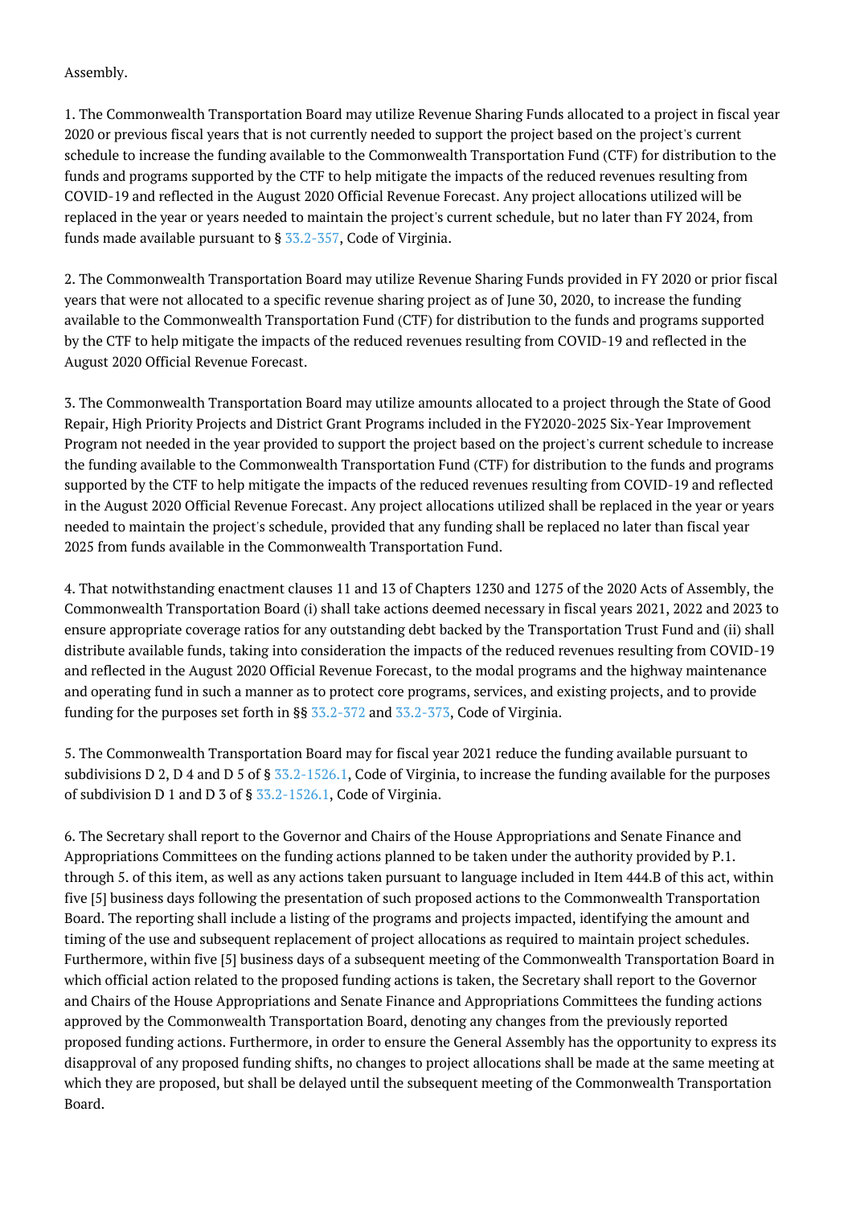Assembly.

1. The Commonwealth Transportation Board may utilize Revenue Sharing Funds allocated to a project in fiscal year 2020 or previous fiscal years that is not currently needed to support the project based on the project's current schedule to increase the funding available to the Commonwealth Transportation Fund (CTF) for distribution to the funds and programs supported by the CTF to help mitigate the impacts of the reduced revenues resulting from COVID-19 and reflected in the August 2020 Official Revenue Forecast. Any project allocations utilized will be replaced in the year or years needed to maintain the project's current schedule, but no later than FY 2024, from funds made available pursuant to § 33.2-357, Code of Virginia.

2. The Commonwealth Transportation Board may utilize Revenue Sharing Funds provided in FY 2020 or prior fiscal years that were not allocated to a specific revenue sharing project as of June 30, 2020, to increase the funding available to the Commonwealth Transportation Fund (CTF) for distribution to the funds and programs supported by the CTF to help mitigate the impacts of the reduced revenues resulting from COVID-19 and reflected in the August 2020 Official Revenue Forecast.

3. The Commonwealth Transportation Board may utilize amounts allocated to a project through the State of Good Repair, High Priority Projects and District Grant Programs included in the FY2020-2025 Six-Year Improvement Program not needed in the year provided to support the project based on the project's current schedule to increase the funding available to the Commonwealth Transportation Fund (CTF) for distribution to the funds and programs supported by the CTF to help mitigate the impacts of the reduced revenues resulting from COVID-19 and reflected in the August 2020 Official Revenue Forecast. Any project allocations utilized shall be replaced in the year or years needed to maintain the project's schedule, provided that any funding shall be replaced no later than fiscal year 2025 from funds available in the Commonwealth Transportation Fund.

4. That notwithstanding enactment clauses 11 and 13 of Chapters 1230 and 1275 of the 2020 Acts of Assembly, the Commonwealth Transportation Board (i) shall take actions deemed necessary in fiscal years 2021, 2022 and 2023 to ensure appropriate coverage ratios for any outstanding debt backed by the Transportation Trust Fund and (ii) shall distribute available funds, taking into consideration the impacts of the reduced revenues resulting from COVID-19 and reflected in the August 2020 Official Revenue Forecast, to the modal programs and the highway maintenance and operating fund in such a manner as to protect core programs, services, and existing projects, and to provide funding for the purposes set forth in §§ 33.2-372 and 33.2-373, Code of Virginia.

5. The Commonwealth Transportation Board may for fiscal year 2021 reduce the funding available pursuant to subdivisions D 2, D 4 and D 5 of § 33.2-1526.1, Code of Virginia, to increase the funding available for the purposes of subdivision D 1 and D 3 of § 33.2-1526.1, Code of Virginia.

6. The Secretary shall report to the Governor and Chairs of the House Appropriations and Senate Finance and Appropriations Committees on the funding actions planned to be taken under the authority provided by P.1. through 5. of this item, as well as any actions taken pursuant to language included in Item 444.B of this act, within five [5] business days following the presentation of such proposed actions to the Commonwealth Transportation Board. The reporting shall include a listing of the programs and projects impacted, identifying the amount and timing of the use and subsequent replacement of project allocations as required to maintain project schedules. Furthermore, within five [5] business days of a subsequent meeting of the Commonwealth Transportation Board in which official action related to the proposed funding actions is taken, the Secretary shall report to the Governor and Chairs of the House Appropriations and Senate Finance and Appropriations Committees the funding actions approved by the Commonwealth Transportation Board, denoting any changes from the previously reported proposed funding actions. Furthermore, in order to ensure the General Assembly has the opportunity to express its disapproval of any proposed funding shifts, no changes to project allocations shall be made at the same meeting at which they are proposed, but shall be delayed until the subsequent meeting of the Commonwealth Transportation Board.